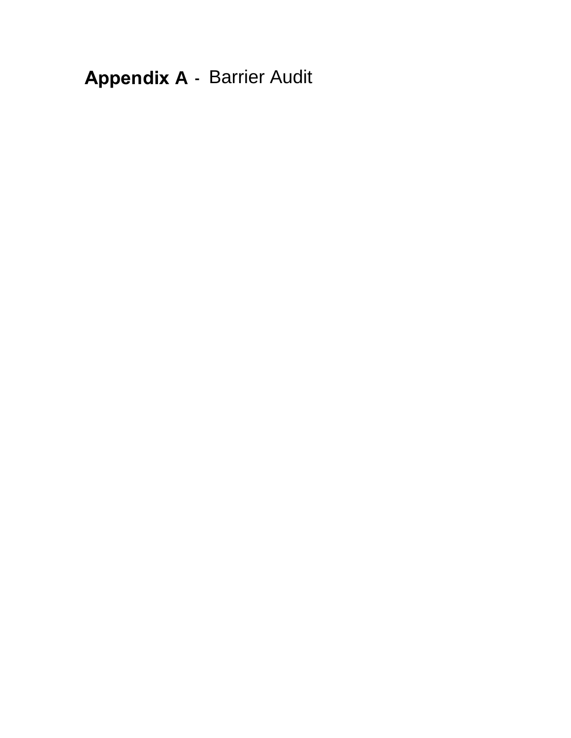# **Appendix A -** Barrier Audit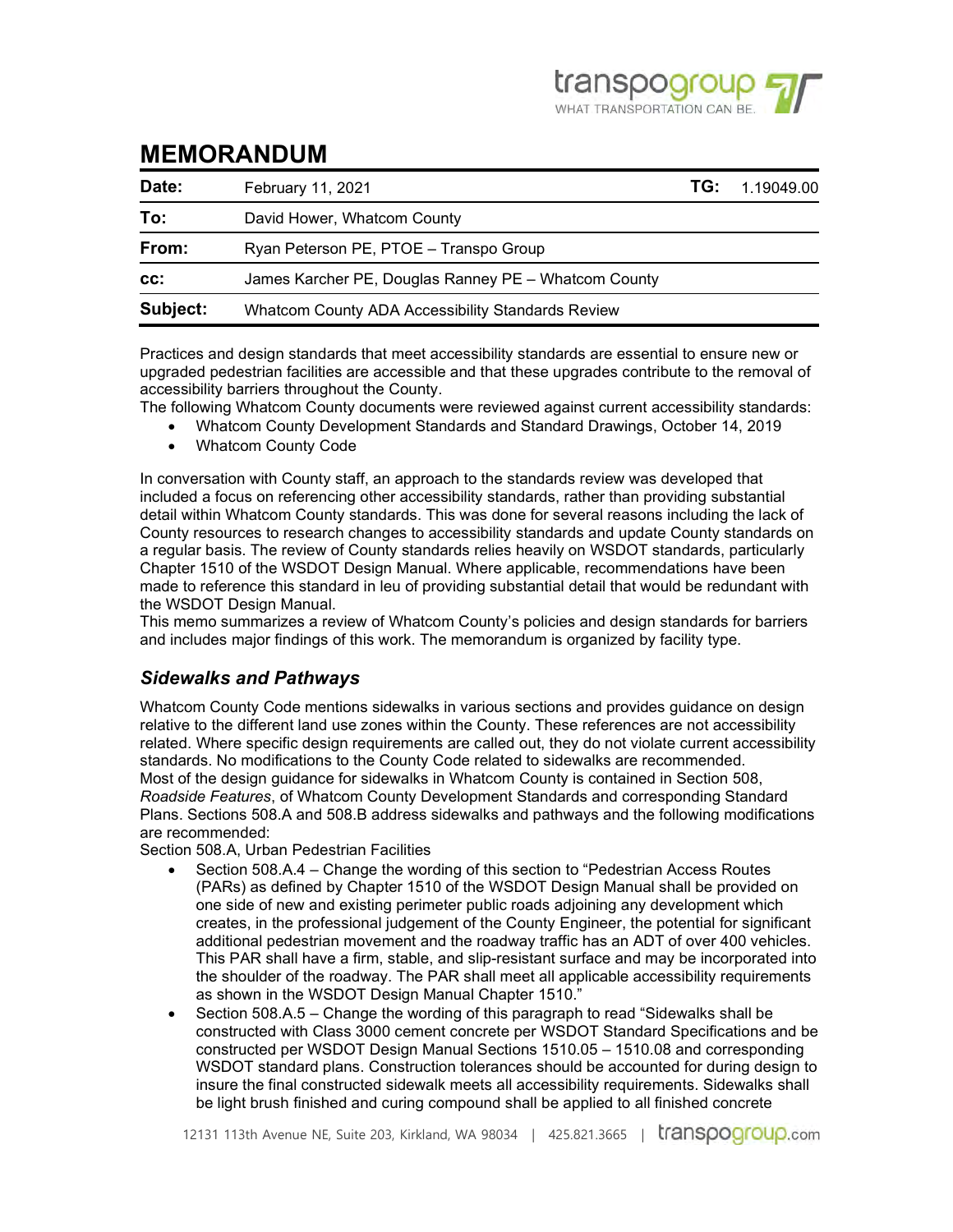# MEMORANDUM

| | | | |
|---|---|---|---|
| **Date:** | February 11, 2021 | **TG:** | 1.19049.00 |
| **To:** | David Hower, Whatcom County | | |
| **From:** | Ryan Peterson PE, PTOE – Transpo Group | | |
| **cc:** | James Karcher PE, Douglas Ranney PE – Whatcom County | | |
| **Subject:** | Whatcom County ADA Accessibility Standards Review | | |

Practices and design standards that meet accessibility standards are essential to ensure new or upgraded pedestrian facilities are accessible and that these upgrades contribute to the removal of accessibility barriers throughout the County.

The following Whatcom County documents were reviewed against current accessibility standards:

- Whatcom County Development Standards and Standard Drawings, October 14, 2019
- Whatcom County Code

In conversation with County staff, an approach to the standards review was developed that included a focus on referencing other accessibility standards, rather than providing substantial detail within Whatcom County standards. This was done for several reasons including the lack of County resources to research changes to accessibility standards and update County standards on a regular basis. The review of County standards relies heavily on WSDOT standards, particularly Chapter 1510 of the WSDOT Design Manual. Where applicable, recommendations have been made to reference this standard in leu of providing substantial detail that would be redundant with the WSDOT Design Manual.

This memo summarizes a review of Whatcom County's policies and design standards for barriers and includes major findings of this work. The memorandum is organized by facility type.

## *Sidewalks and Pathways*

Whatcom County Code mentions sidewalks in various sections and provides guidance on design relative to the different land use zones within the County. These references are not accessibility related. Where specific design requirements are called out, they do not violate current accessibility standards. No modifications to the County Code related to sidewalks are recommended.

Most of the design guidance for sidewalks in Whatcom County is contained in Section 508, *Roadside Features*, of Whatcom County Development Standards and corresponding Standard Plans. Sections 508.A and 508.B address sidewalks and pathways and the following modifications are recommended:

Section 508.A, Urban Pedestrian Facilities

- Section 508.A.4 – Change the wording of this section to "Pedestrian Access Routes (PARs) as defined by Chapter 1510 of the WSDOT Design Manual shall be provided on one side of new and existing perimeter public roads adjoining any development which creates, in the professional judgement of the County Engineer, the potential for significant additional pedestrian movement and the roadway traffic has an ADT of over 400 vehicles. This PAR shall have a firm, stable, and slip-resistant surface and may be incorporated into the shoulder of the roadway. The PAR shall meet all applicable accessibility requirements as shown in the WSDOT Design Manual Chapter 1510."
- Section 508.A.5 – Change the wording of this paragraph to read "Sidewalks shall be constructed with Class 3000 cement concrete per WSDOT Standard Specifications and be constructed per WSDOT Design Manual Sections 1510.05 – 1510.08 and corresponding WSDOT standard plans. Construction tolerances should be accounted for during design to insure the final constructed sidewalk meets all accessibility requirements. Sidewalks shall be light brush finished and curing compound shall be applied to all finished concrete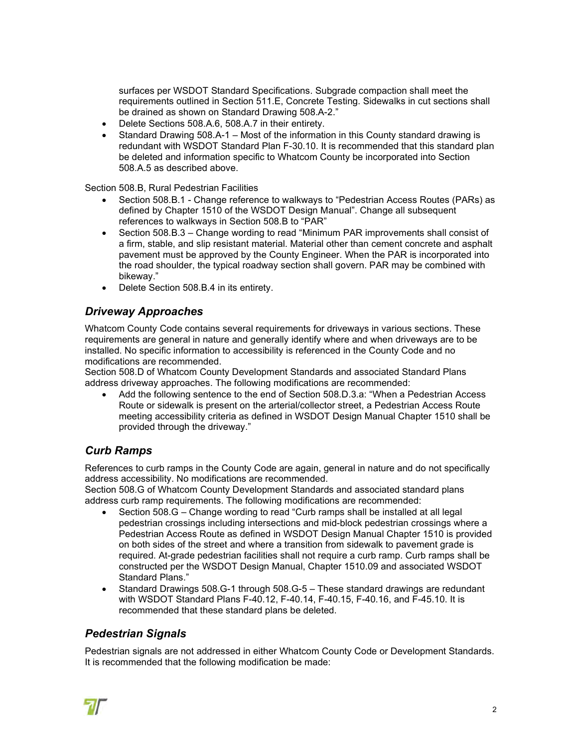surfaces per WSDOT Standard Specifications. Subgrade compaction shall meet the requirements outlined in Section 511.E, Concrete Testing. Sidewalks in cut sections shall be drained as shown on Standard Drawing 508.A-2."

- Delete Sections 508.A.6, 508.A.7 in their entirety.
- Standard Drawing 508.A-1 – Most of the information in this County standard drawing is redundant with WSDOT Standard Plan F-30.10. It is recommended that this standard plan be deleted and information specific to Whatcom County be incorporated into Section 508.A.5 as described above.

Section 508.B, Rural Pedestrian Facilities

- Section 508.B.1 - Change reference to walkways to "Pedestrian Access Routes (PARs) as defined by Chapter 1510 of the WSDOT Design Manual". Change all subsequent references to walkways in Section 508.B to "PAR"
- Section 508.B.3 – Change wording to read "Minimum PAR improvements shall consist of a firm, stable, and slip resistant material. Material other than cement concrete and asphalt pavement must be approved by the County Engineer. When the PAR is incorporated into the road shoulder, the typical roadway section shall govern. PAR may be combined with bikeway."
- Delete Section 508.B.4 in its entirety.

## *Driveway Approaches*

Whatcom County Code contains several requirements for driveways in various sections. These requirements are general in nature and generally identify where and when driveways are to be installed. No specific information to accessibility is referenced in the County Code and no modifications are recommended.

Section 508.D of Whatcom County Development Standards and associated Standard Plans address driveway approaches. The following modifications are recommended:

- Add the following sentence to the end of Section 508.D.3.a: "When a Pedestrian Access Route or sidewalk is present on the arterial/collector street, a Pedestrian Access Route meeting accessibility criteria as defined in WSDOT Design Manual Chapter 1510 shall be provided through the driveway."

## *Curb Ramps*

References to curb ramps in the County Code are again, general in nature and do not specifically address accessibility. No modifications are recommended.

Section 508.G of Whatcom County Development Standards and associated standard plans address curb ramp requirements. The following modifications are recommended:

- Section 508.G – Change wording to read "Curb ramps shall be installed at all legal pedestrian crossings including intersections and mid-block pedestrian crossings where a Pedestrian Access Route as defined in WSDOT Design Manual Chapter 1510 is provided on both sides of the street and where a transition from sidewalk to pavement grade is required. At-grade pedestrian facilities shall not require a curb ramp. Curb ramps shall be constructed per the WSDOT Design Manual, Chapter 1510.09 and associated WSDOT Standard Plans."
- Standard Drawings 508.G-1 through 508.G-5 – These standard drawings are redundant with WSDOT Standard Plans F-40.12, F-40.14, F-40.15, F-40.16, and F-45.10. It is recommended that these standard plans be deleted.

## *Pedestrian Signals*

Pedestrian signals are not addressed in either Whatcom County Code or Development Standards. It is recommended that the following modification be made: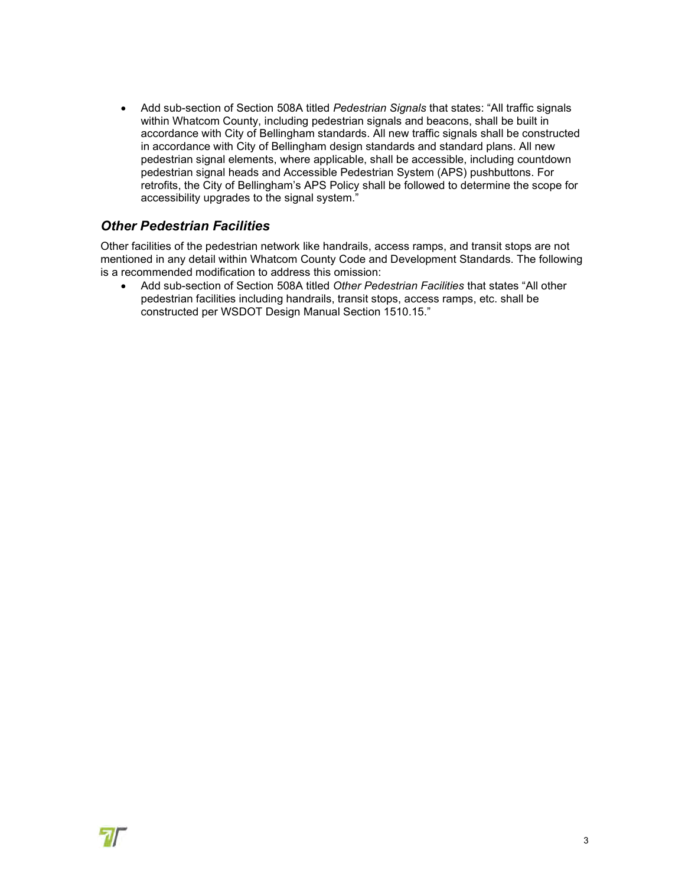- Add sub-section of Section 508A titled *Pedestrian Signals* that states: "All traffic signals within Whatcom County, including pedestrian signals and beacons, shall be built in accordance with City of Bellingham standards. All new traffic signals shall be constructed in accordance with City of Bellingham design standards and standard plans. All new pedestrian signal elements, where applicable, shall be accessible, including countdown pedestrian signal heads and Accessible Pedestrian System (APS) pushbuttons. For retrofits, the City of Bellingham's APS Policy shall be followed to determine the scope for accessibility upgrades to the signal system."

### *Other Pedestrian Facilities*

Other facilities of the pedestrian network like handrails, access ramps, and transit stops are not mentioned in any detail within Whatcom County Code and Development Standards. The following is a recommended modification to address this omission:

- Add sub-section of Section 508A titled *Other Pedestrian Facilities* that states "All other pedestrian facilities including handrails, transit stops, access ramps, etc. shall be constructed per WSDOT Design Manual Section 1510.15."